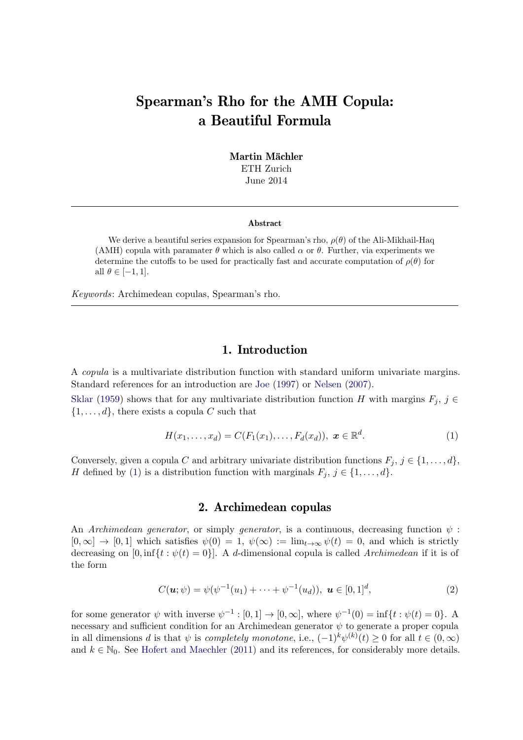# Spearman's Rho for the AMH Copula: a Beautiful Formula

**Martin Mächler**
ETH Zurich
June 2014

---

**Abstract**

We derive a beautiful series expansion for Spearman's rho, $\rho(\theta)$ of the Ali-Mikhail-Haq (AMH) copula with paramater $\theta$ which is also called $\alpha$ or $\theta$. Further, via experiments we determine the cutoffs to be used for practically fast and accurate computation of $\rho(\theta)$ for all $\theta \in [-1, 1]$.

*Keywords*: Archimedean copulas, Spearman's rho.

---

## 1. Introduction

A *copula* is a multivariate distribution function with standard uniform univariate margins. Standard references for an introduction are Joe (1997) or Nelsen (2007).

Sklar (1959) shows that for any multivariate distribution function $H$ with margins $F_j$, $j \in \{1, \dots, d\}$, there exists a copula $C$ such that

$$H(x_1, \dots, x_d) = C(F_1(x_1), \dots, F_d(x_d)), \ \boldsymbol{x} \in \mathbb{R}^d. \tag{1}$$

Conversely, given a copula $C$ and arbitrary univariate distribution functions $F_j$, $j \in \{1, \dots, d\}$, $H$ defined by (1) is a distribution function with marginals $F_j$, $j \in \{1, \dots, d\}$.

## 2. Archimedean copulas

An *Archimedean generator*, or simply *generator*, is a continuous, decreasing function $\psi : [0, \infty] \to [0, 1]$ which satisfies $\psi(0) = 1$, $\psi(\infty) := \lim_{t\to\infty} \psi(t) = 0$, and which is strictly decreasing on $[0, \inf\{t : \psi(t) = 0\}]$. A $d$-dimensional copula is called *Archimedean* if it is of the form

$$C(\boldsymbol{u}; \psi) = \psi(\psi^{-1}(u_1) + \dots + \psi^{-1}(u_d)), \ \boldsymbol{u} \in [0, 1]^d, \tag{2}$$

for some generator $\psi$ with inverse $\psi^{-1} : [0, 1] \to [0, \infty]$, where $\psi^{-1}(0) = \inf\{t : \psi(t) = 0\}$. A necessary and sufficient condition for an Archimedean generator $\psi$ to generate a proper copula in all dimensions $d$ is that $\psi$ is *completely monotone*, i.e., $(-1)^k \psi^{(k)}(t) \geq 0$ for all $t \in (0, \infty)$ and $k \in \mathbb{N}_0$. See Hofert and Maechler (2011) and its references, for considerably more details.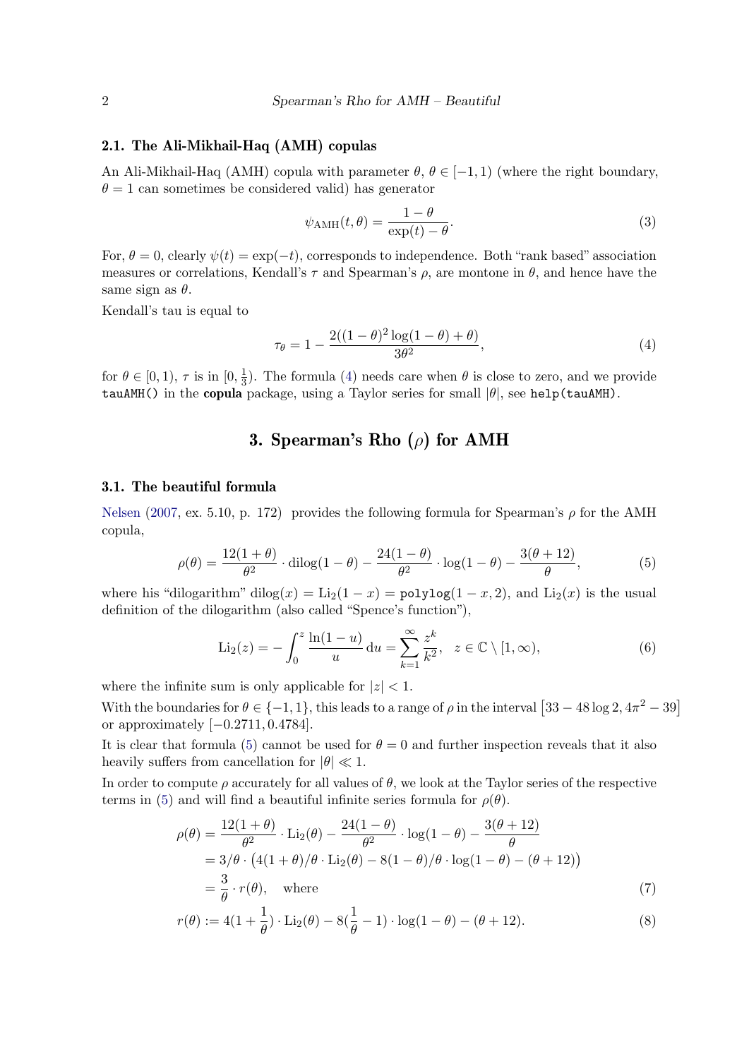### 2.1. The Ali-Mikhail-Haq (AMH) copulas

An Ali-Mikhail-Haq (AMH) copula with parameter $\theta$, $\theta \in [-1, 1)$ (where the right boundary, $\theta = 1$ can sometimes be considered valid) has generator

$$\psi_{\text{AMH}}(t, \theta) = \frac{1-\theta}{\exp(t) - \theta}. \tag{3}$$

For, $\theta = 0$, clearly $\psi(t) = \exp(-t)$, corresponds to independence. Both "rank based" association measures or correlations, Kendall's $\tau$ and Spearman's $\rho$, are montone in $\theta$, and hence have the same sign as $\theta$.

Kendall's tau is equal to

$$\tau_\theta = 1 - \frac{2((1-\theta)^2 \log(1-\theta) + \theta)}{3\theta^2}, \tag{4}$$

for $\theta \in [0, 1)$, $\tau$ is in $[0, \frac{1}{3})$. The formula (4) needs care when $\theta$ is close to zero, and we provide `tauAMH()` in the **copula** package, using a Taylor series for small $|\theta|$, see `help(tauAMH)`.

## 3. Spearman's Rho ($\rho$) for AMH

### 3.1. The beautiful formula

Nelsen (2007, ex. 5.10, p. 172) provides the following formula for Spearman's $\rho$ for the AMH copula,

$$\rho(\theta) = \frac{12(1+\theta)}{\theta^2} \cdot \text{dilog}(1-\theta) - \frac{24(1-\theta)}{\theta^2} \cdot \log(1-\theta) - \frac{3(\theta+12)}{\theta}, \tag{5}$$

where his "dilogarithm" $\text{dilog}(x) = \text{Li}_2(1-x) =$ `polylog(1 - x, 2)`, and $\text{Li}_2(x)$ is the usual definition of the dilogarithm (also called "Spence's function"),

$$\text{Li}_2(z) = -\int_0^z \frac{\ln(1-u)}{u} \,\text{d}u = \sum_{k=1}^{\infty} \frac{z^k}{k^2}, \quad z \in \mathbb{C} \setminus [1, \infty), \tag{6}$$

where the infinite sum is only applicable for $|z| < 1$.

With the boundaries for $\theta \in \{-1, 1\}$, this leads to a range of $\rho$ in the interval $\left[33 - 48 \log 2, 4\pi^2 - 39\right]$ or approximately $[-0.2711, 0.4784]$.

It is clear that formula (5) cannot be used for $\theta = 0$ and further inspection reveals that it also heavily suffers from cancellation for $|\theta| \ll 1$.

In order to compute $\rho$ accurately for all values of $\theta$, we look at the Taylor series of the respective terms in (5) and will find a beautiful infinite series formula for $\rho(\theta)$.

$$\begin{aligned}
\rho(\theta) &= \frac{12(1+\theta)}{\theta^2} \cdot \text{Li}_2(\theta) - \frac{24(1-\theta)}{\theta^2} \cdot \log(1-\theta) - \frac{3(\theta+12)}{\theta} \\
&= 3/\theta \cdot \big(4(1+\theta)/\theta \cdot \text{Li}_2(\theta) - 8(1-\theta)/\theta \cdot \log(1-\theta) - (\theta+12)\big) \\
&= \frac{3}{\theta} \cdot r(\theta), \quad \text{where} \qquad (7) \\
r(\theta) &:= 4(1+\frac{1}{\theta}) \cdot \text{Li}_2(\theta) - 8(\frac{1}{\theta} - 1) \cdot \log(1-\theta) - (\theta+12). \qquad (8)
\end{aligned}$$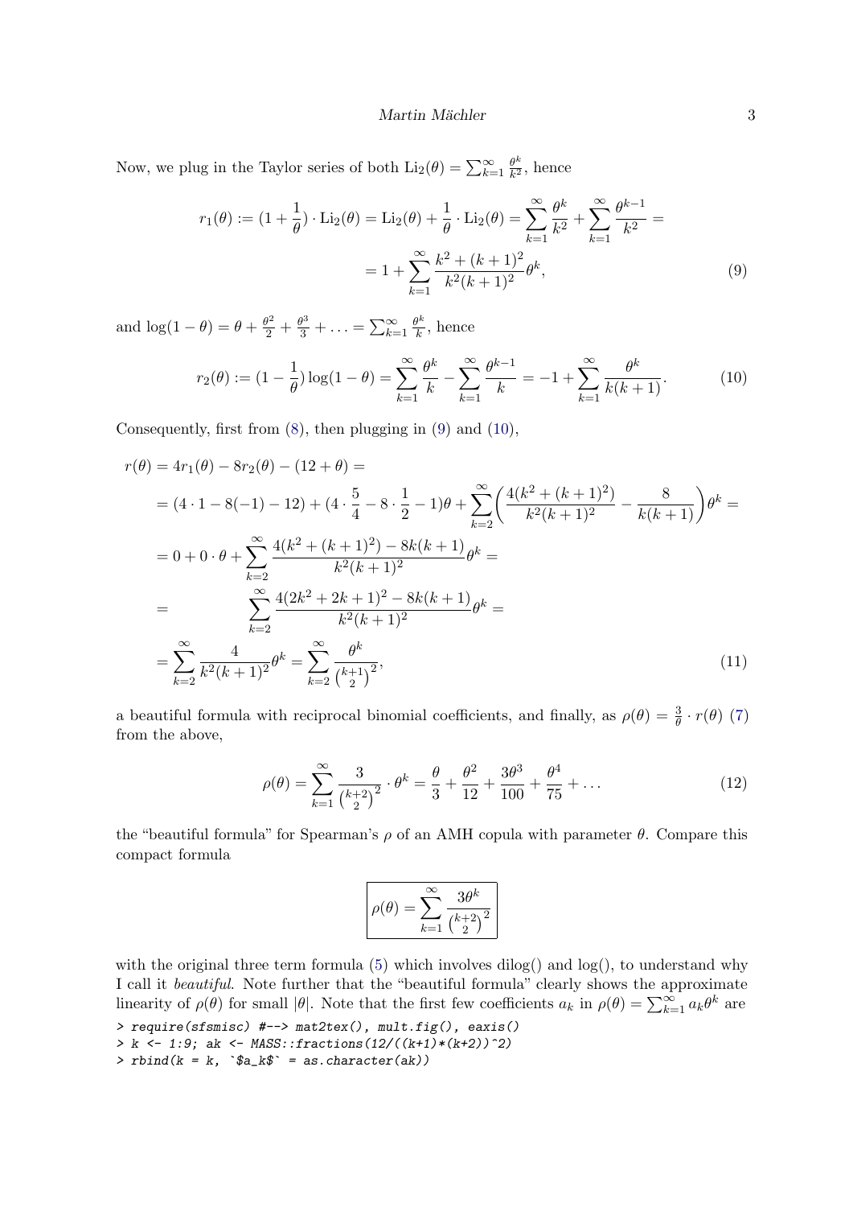Now, we plug in the Taylor series of both $\mathrm{Li}_2(\theta) = \sum_{k=1}^{\infty} \frac{\theta^k}{k^2}$, hence

$$
\begin{aligned}
r_1(\theta) := (1 + \frac{1}{\theta}) \cdot \mathrm{Li}_2(\theta) = \mathrm{Li}_2(\theta) + \frac{1}{\theta} \cdot \mathrm{Li}_2(\theta) = \sum_{k=1}^{\infty} \frac{\theta^k}{k^2} + \sum_{k=1}^{\infty} \frac{\theta^{k-1}}{k^2} = \\
= 1 + \sum_{k=1}^{\infty} \frac{k^2 + (k+1)^2}{k^2 (k+1)^2} \theta^k, \qquad (9)
\end{aligned}
$$

and $\log(1-\theta) = \theta + \frac{\theta^2}{2} + \frac{\theta^3}{3} + \ldots = \sum_{k=1}^{\infty} \frac{\theta^k}{k}$, hence

$$
r_2(\theta) := (1 - \frac{1}{\theta}) \log(1-\theta) = \sum_{k=1}^{\infty} \frac{\theta^k}{k} - \sum_{k=1}^{\infty} \frac{\theta^{k-1}}{k} = -1 + \sum_{k=1}^{\infty} \frac{\theta^k}{k(k+1)}. \qquad (10)
$$

Consequently, first from (8), then plugging in (9) and (10),

$$
\begin{aligned}
r(\theta) &= 4 r_1(\theta) - 8 r_2(\theta) - (12 + \theta) = \\
&= (4 \cdot 1 - 8(-1) - 12) + (4 \cdot \frac{5}{4} - 8 \cdot \frac{1}{2} - 1)\theta + \sum_{k=2}^{\infty} \left( \frac{4(k^2 + (k+1)^2)}{k^2 (k+1)^2} - \frac{8}{k(k+1)} \right) \theta^k = \\
&= 0 + 0 \cdot \theta + \sum_{k=2}^{\infty} \frac{4(k^2 + (k+1)^2) - 8k(k+1)}{k^2 (k+1)^2} \theta^k = \\
&= \sum_{k=2}^{\infty} \frac{4(2k^2 + 2k + 1)^2 - 8k(k+1)}{k^2 (k+1)^2} \theta^k = \\
&= \sum_{k=2}^{\infty} \frac{4}{k^2 (k+1)^2} \theta^k = \sum_{k=2}^{\infty} \frac{\theta^k}{\binom{k+1}{2}^2}, \qquad (11)
\end{aligned}
$$

a beautiful formula with reciprocal binomial coefficients, and finally, as $\rho(\theta) = \frac{3}{\theta} \cdot r(\theta)$ (7) from the above,

$$
\rho(\theta) = \sum_{k=1}^{\infty} \frac{3}{\binom{k+2}{2}^2} \cdot \theta^k = \frac{\theta}{3} + \frac{\theta^2}{12} + \frac{3\theta^3}{100} + \frac{\theta^4}{75} + \ldots \qquad (12)
$$

the "beautiful formula" for Spearman's $\rho$ of an AMH copula with parameter $\theta$. Compare this compact formula

$$
\boxed{\rho(\theta) = \sum_{k=1}^{\infty} \frac{3\theta^k}{\binom{k+2}{2}^2}}
$$

with the original three term formula (5) which involves dilog() and log(), to understand why I call it *beautiful*. Note further that the "beautiful formula" clearly shows the approximate linearity of $\rho(\theta)$ for small $|\theta|$. Note that the first few coefficients $a_k$ in $\rho(\theta) = \sum_{k=1}^{\infty} a_k \theta^k$ are

```
> require(sfsmisc) #--> mat2tex(), mult.fig(), eaxis()
> k <- 1:9; ak <- MASS::fractions(12/((k+1)*(k+2))^2)
> rbind(k = k, `$a_k$` = as.character(ak))
```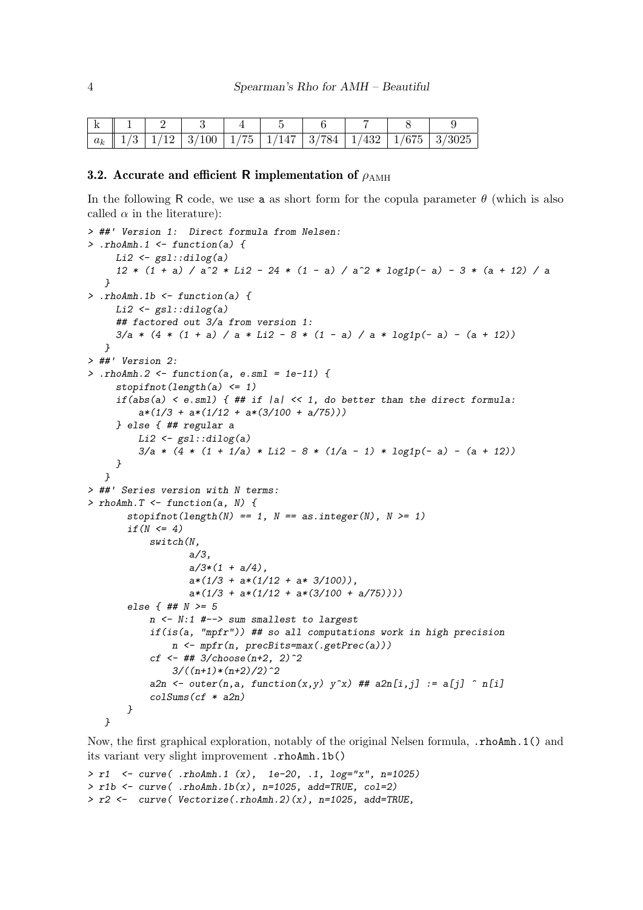| k | 1 | 2 | 3 | 4 | 5 | 6 | 7 | 8 | 9 |
|---|---|---|---|---|---|---|---|---|---|
| $a_k$ | 1/3 | 1/12 | 3/100 | 1/75 | 1/147 | 3/784 | 1/432 | 1/675 | 3/3025 |

### 3.2. Accurate and efficient R implementation of $\rho_{\text{AMH}}$

In the following R code, we use `a` as short form for the copula parameter $\theta$ (which is also called $\alpha$ in the literature):

```
> ##' Version 1:  Direct formula from Nelsen:
> .rhoAmh.1 <- function(a) {
     Li2 <- gsl::dilog(a)
     12 * (1 + a) / a^2 * Li2 - 24 * (1 - a) / a^2 * log1p(- a) - 3 * (a + 12) / a
   }
> .rhoAmh.1b <- function(a) {
     Li2 <- gsl::dilog(a)
     ## factored out 3/a from version 1:
     3/a * (4 * (1 + a) / a * Li2 - 8 * (1 - a) / a * log1p(- a) - (a + 12))
   }
> ##' Version 2:
> .rhoAmh.2 <- function(a, e.sml = 1e-11) {
     stopifnot(length(a) <= 1)
     if(abs(a) < e.sml) { ## if |a| << 1, do better than the direct formula:
         a*(1/3 + a*(1/12 + a*(3/100 + a/75)))
     } else { ## regular a
         Li2 <- gsl::dilog(a)
         3/a * (4 * (1 + 1/a) * Li2 - 8 * (1/a - 1) * log1p(- a) - (a + 12))
     }
   }
> ##' Series version with N terms:
> rhoAmh.T <- function(a, N) {
       stopifnot(length(N) == 1, N == as.integer(N), N >= 1)
       if(N <= 4)
           switch(N,
                  a/3,
                  a/3*(1 + a/4),
                  a*(1/3 + a*(1/12 + a* 3/100)),
                  a*(1/3 + a*(1/12 + a*(3/100 + a/75))))
       else { ## N >= 5
           n <- N:1 #--> sum smallest to largest
           if(is(a, "mpfr")) ## so all computations work in high precision
               n <- mpfr(n, precBits=max(.getPrec(a)))
           cf <- ## 3/choose(n+2, 2)^2
               3/((n+1)*(n+2)/2)^2
           a2n <- outer(n,a, function(x,y) y^x) ## a2n[i,j] := a[j] ^ n[i]
           colSums(cf * a2n)
       }
   }
```

Now, the first graphical exploration, notably of the original Nelsen formula, `.rhoAmh.1()` and its variant very slight improvement `.rhoAmh.1b()`

```
> r1  <- curve( .rhoAmh.1 (x),  1e-20, .1, log="x", n=1025)
> r1b <- curve( .rhoAmh.1b(x), n=1025, add=TRUE, col=2)
> r2 <-  curve( Vectorize(.rhoAmh.2)(x), n=1025, add=TRUE,
```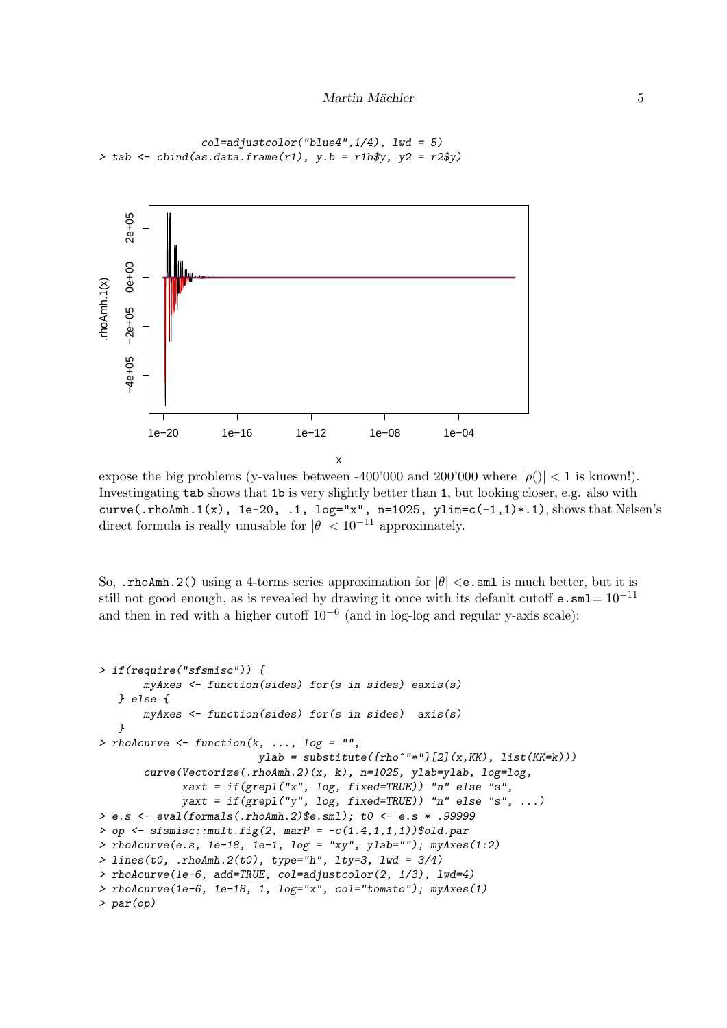```
              col=adjustcolor("blue4",1/4), lwd = 5)
> tab <- cbind(as.data.frame(r1), y.b = r1b$y, y2 = r2$y)
```

expose the big problems (y-values between -400'000 and 200'000 where $|\rho()| < 1$ is known!). Investingating `tab` shows that `1b` is very slightly better than `1`, but looking closer, e.g. also with `curve(.rhoAmh.1(x), 1e-20, .1, log="x", n=1025, ylim=c(-1,1)*.1)`, shows that Nelsen's direct formula is really unusable for $|\theta| < 10^{-11}$ approximately.

So, `.rhoAmh.2()` using a 4-terms series approximation for $|\theta| <$`e.sml` is much better, but it is still not good enough, as is revealed by drawing it once with its default cutoff `e.sml`$= 10^{-11}$ and then in red with a higher cutoff $10^{-6}$ (and in log-log and regular y-axis scale):

```
> if(require("sfsmisc")) {
       myAxes <- function(sides) for(s in sides) eaxis(s)
   } else {
       myAxes <- function(sides) for(s in sides)  axis(s)
   }
> rhoAcurve <- function(k, ..., log = "",
                        ylab = substitute({rho^"*"}[2](x,KK), list(KK=k)))
       curve(Vectorize(.rhoAmh.2)(x, k), n=1025, ylab=ylab, log=log,
             xaxt = if(grepl("x", log, fixed=TRUE)) "n" else "s",
             yaxt = if(grepl("y", log, fixed=TRUE)) "n" else "s", ...)
> e.s <- eval(formals(.rhoAmh.2)$e.sml); t0 <- e.s * .99999
> op <- sfsmisc::mult.fig(2, marP = -c(1.4,1,1,1))$old.par
> rhoAcurve(e.s, 1e-18, 1e-1, log = "xy", ylab=""); myAxes(1:2)
> lines(t0, .rhoAmh.2(t0), type="h", lty=3, lwd = 3/4)
> rhoAcurve(1e-6, add=TRUE, col=adjustcolor(2, 1/3), lwd=4)
> rhoAcurve(1e-6, 1e-18, 1, log="x", col="tomato"); myAxes(1)
> par(op)
```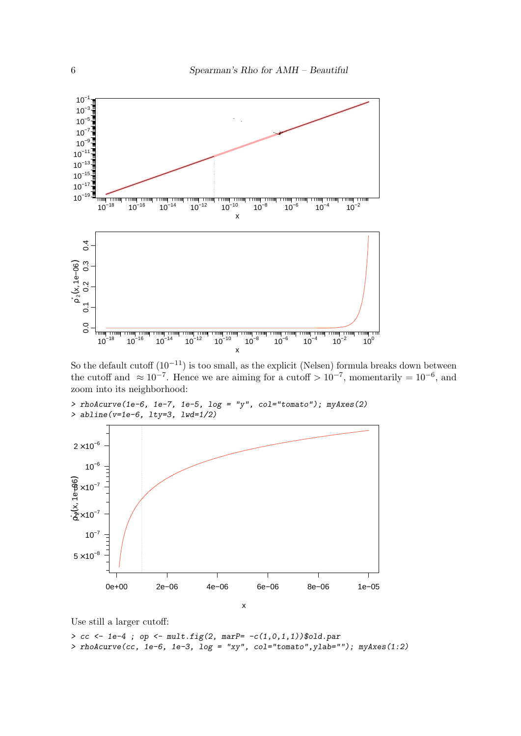So the default cutoff ($10^{-11}$) is too small, as the explicit (Nelsen) formula breaks down between the cutoff and $\approx 10^{-7}$. Hence we are aiming for a cutoff $> 10^{-7}$, momentarily $= 10^{-6}$, and zoom into its neighborhood:

```
> rhoAcurve(1e-6, 1e-7, 1e-5, log = "y", col="tomato"); myAxes(2)
> abline(v=1e-6, lty=3, lwd=1/2)
```

Use still a larger cutoff:

```
> cc <- 1e-4 ; op <- mult.fig(2, marP= -c(1,0,1,1))$old.par
> rhoAcurve(cc, 1e-6, 1e-3, log = "xy", col="tomato",ylab=""); myAxes(1:2)
```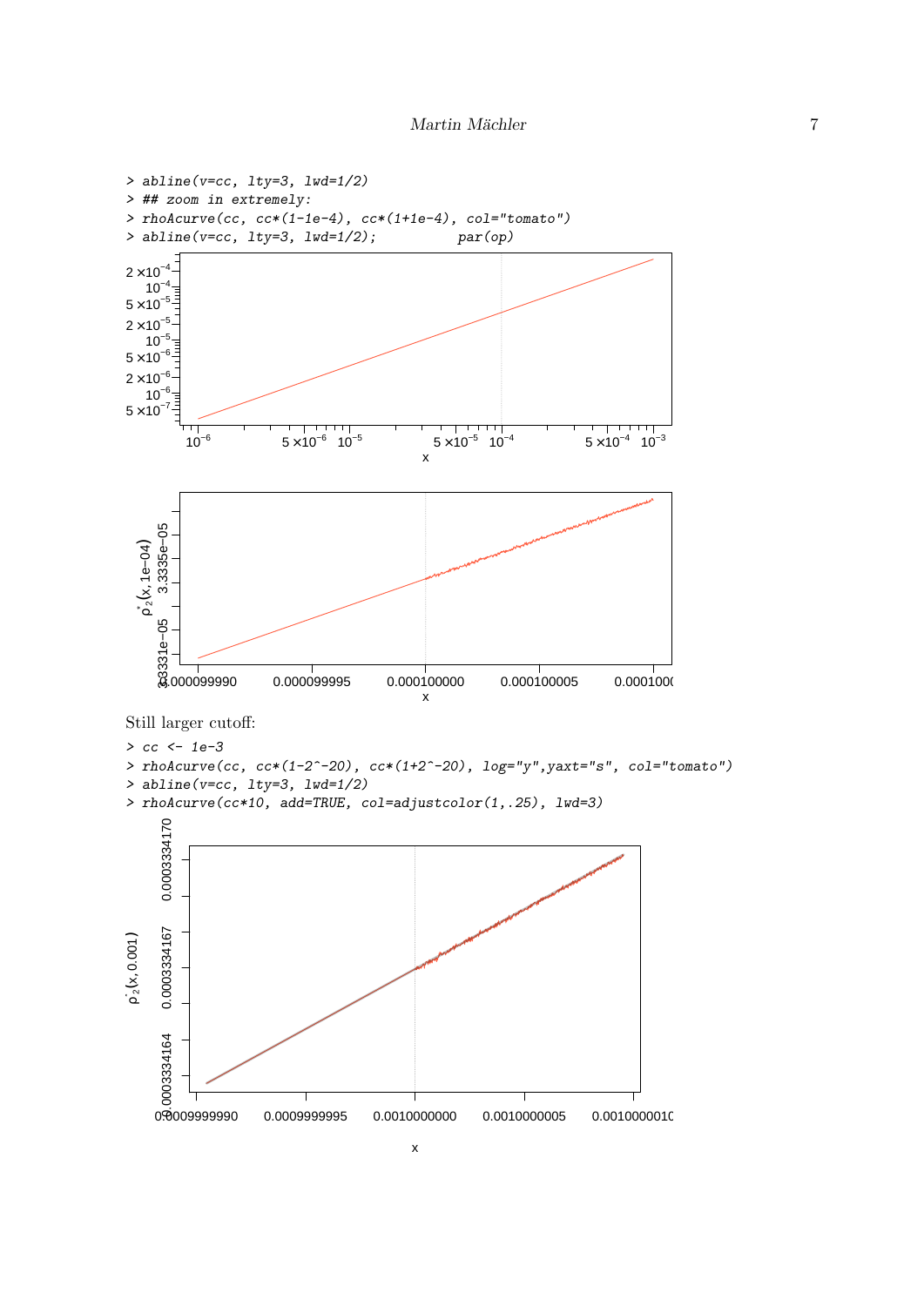```
> abline(v=cc, lty=3, lwd=1/2)
> ## zoom in extremely:
> rhoAcurve(cc, cc*(1-1e-4), cc*(1+1e-4), col="tomato")
> abline(v=cc, lty=3, lwd=1/2);          par(op)
```

Still larger cutoff:

```
> cc <- 1e-3
> rhoAcurve(cc, cc*(1-2^-20), cc*(1+2^-20), log="y",yaxt="s", col="tomato")
> abline(v=cc, lty=3, lwd=1/2)
> rhoAcurve(cc*10, add=TRUE, col=adjustcolor(1,.25), lwd=3)
```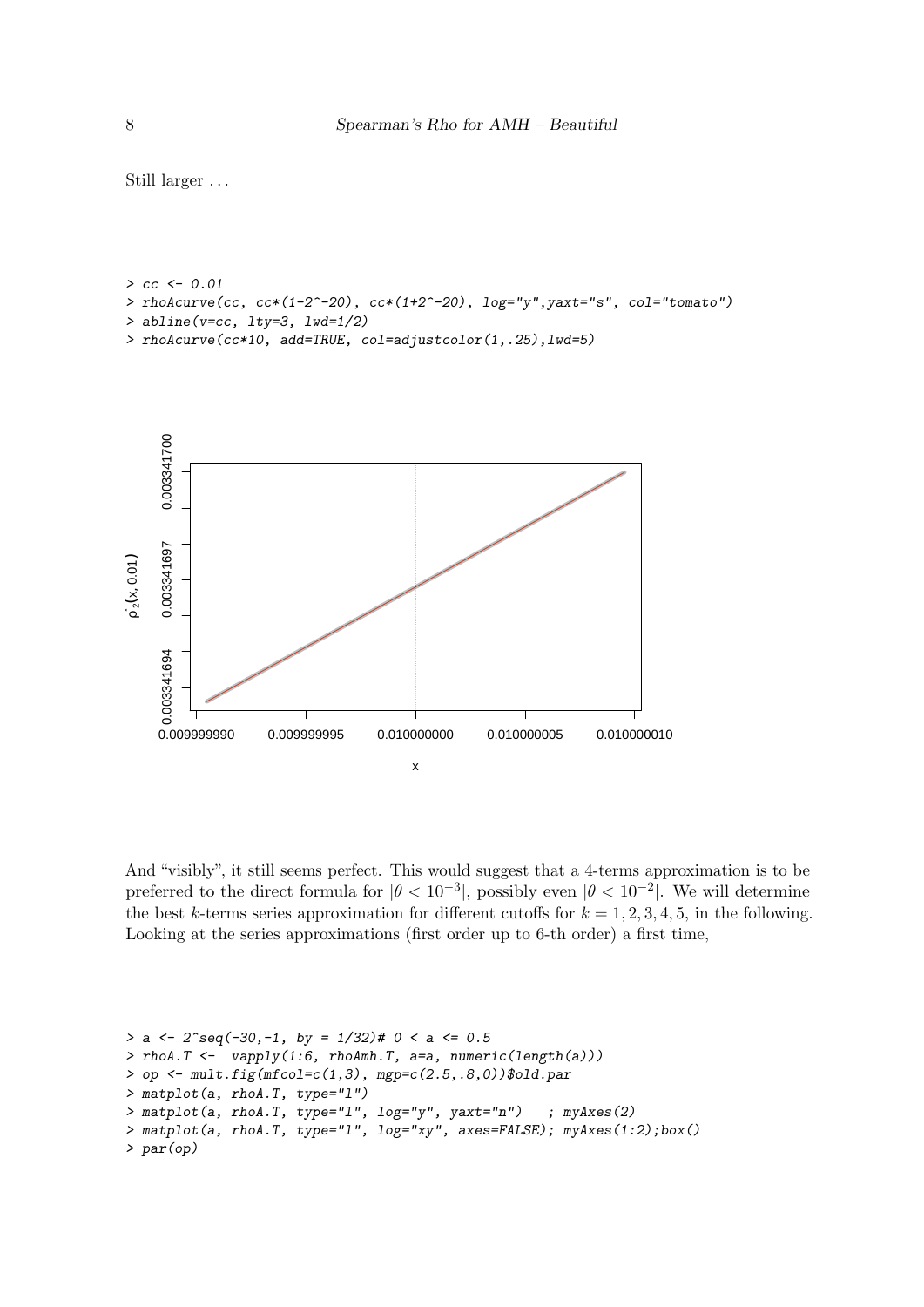Still larger ...

```
> cc <- 0.01
> rhoAcurve(cc, cc*(1-2^-20), cc*(1+2^-20), log="y",yaxt="s", col="tomato")
> abline(v=cc, lty=3, lwd=1/2)
> rhoAcurve(cc*10, add=TRUE, col=adjustcolor(1,.25),lwd=5)
```

And "visibly", it still seems perfect. This would suggest that a 4-terms approximation is to be preferred to the direct formula for $|\theta < 10^{-3}|$, possibly even $|\theta < 10^{-2}|$. We will determine the best $k$-terms series approximation for different cutoffs for $k = 1, 2, 3, 4, 5$, in the following. Looking at the series approximations (first order up to 6-th order) a first time,

```
> a <- 2^seq(-30,-1, by = 1/32)# 0 < a <= 0.5
> rhoA.T <-  vapply(1:6, rhoAmh.T, a=a, numeric(length(a)))
> op <- mult.fig(mfcol=c(1,3), mgp=c(2.5,.8,0))$old.par
> matplot(a, rhoA.T, type="l")
> matplot(a, rhoA.T, type="l", log="y", yaxt="n")   ; myAxes(2)
> matplot(a, rhoA.T, type="l", log="xy", axes=FALSE); myAxes(1:2);box()
> par(op)
```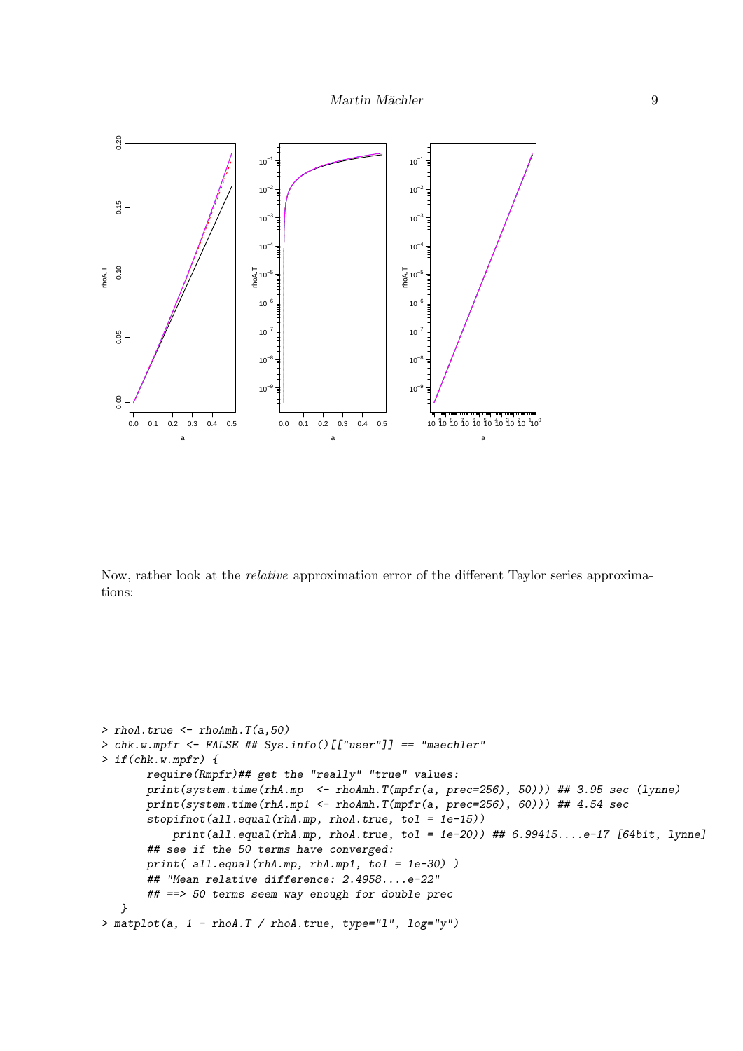Now, rather look at the *relative* approximation error of the different Taylor series approximations:

```
> rhoA.true <- rhoAmh.T(a,50)
> chk.w.mpfr <- FALSE ## Sys.info()[["user"]] == "maechler"
> if(chk.w.mpfr) {
      require(Rmpfr)## get the "really" "true" values:
      print(system.time(rhA.mp  <- rhoAmh.T(mpfr(a, prec=256), 50))) ## 3.95 sec (lynne)
      print(system.time(rhA.mp1 <- rhoAmh.T(mpfr(a, prec=256), 60))) ## 4.54 sec
      stopifnot(all.equal(rhA.mp, rhoA.true, tol = 1e-15))
           print(all.equal(rhA.mp, rhoA.true, tol = 1e-20)) ## 6.99415....e-17 [64bit, lynne]
      ## see if the 50 terms have converged:
      print( all.equal(rhA.mp, rhA.mp1, tol = 1e-30) )
      ## "Mean relative difference: 2.4958....e-22"
      ## ==> 50 terms seem way enough for double prec
  }
> matplot(a, 1 - rhoA.T / rhoA.true, type="l", log="y")
```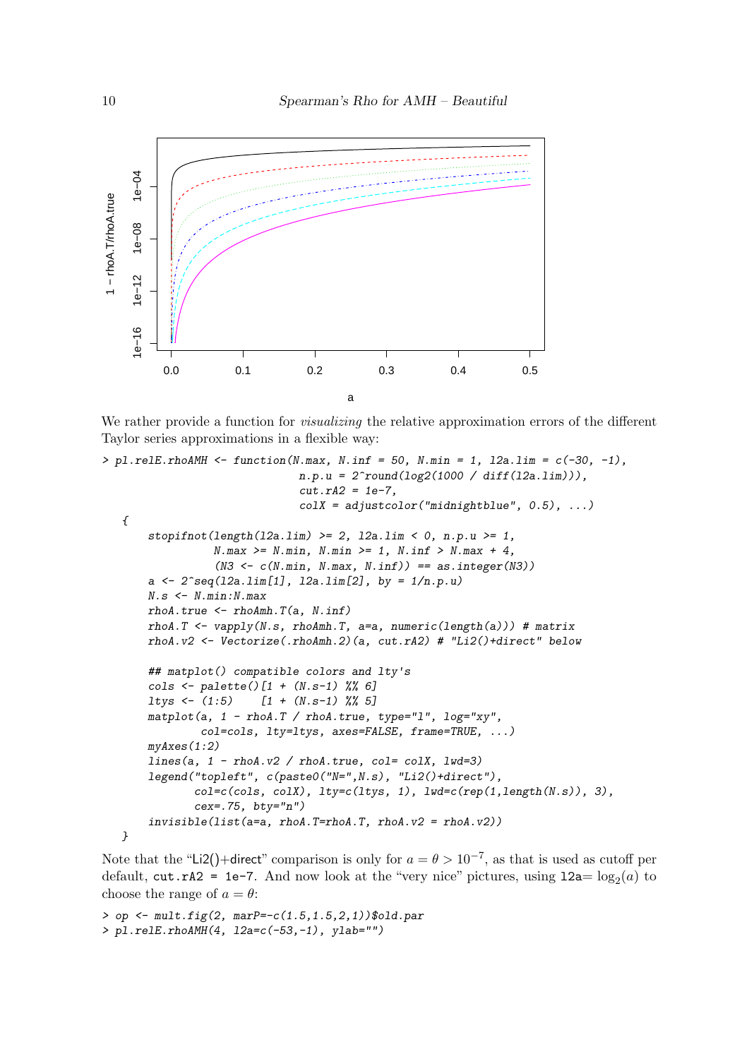We rather provide a function for *visualizing* the relative approximation errors of the different Taylor series approximations in a flexible way:

```
> pl.relE.rhoAMH <- function(N.max, N.inf = 50, N.min = 1, l2a.lim = c(-30, -1),
                             n.p.u = 2^round(log2(1000 / diff(l2a.lim))),
                             cut.rA2 = 1e-7,
                             colX = adjustcolor("midnightblue", 0.5), ...)
  {
      stopifnot(length(l2a.lim) >= 2, l2a.lim < 0, n.p.u >= 1,
                N.max >= N.min, N.min >= 1, N.inf > N.max + 4,
                (N3 <- c(N.min, N.max, N.inf)) == as.integer(N3))
      a <- 2^seq(l2a.lim[1], l2a.lim[2], by = 1/n.p.u)
      N.s <- N.min:N.max
      rhoA.true <- rhoAmh.T(a, N.inf)
      rhoA.T <- vapply(N.s, rhoAmh.T, a=a, numeric(length(a))) # matrix
      rhoA.v2 <- Vectorize(.rhoAmh.2)(a, cut.rA2) # "Li2()+direct" below

      ## matplot() compatible colors and lty's
      cols <- palette()[1 + (N.s-1) %% 6]
      ltys <- (1:5)    [1 + (N.s-1) %% 5]
      matplot(a, 1 - rhoA.T / rhoA.true, type="l", log="xy",
              col=cols, lty=ltys, axes=FALSE, frame=TRUE, ...)
      myAxes(1:2)
      lines(a, 1 - rhoA.v2 / rhoA.true, col= colX, lwd=3)
      legend("topleft", c(paste0("N=",N.s), "Li2()+direct"),
             col=c(cols, colX), lty=c(ltys, 1), lwd=c(rep(1,length(N.s)), 3),
             cex=.75, bty="n")
      invisible(list(a=a, rhoA.T=rhoA.T, rhoA.v2 = rhoA.v2))
  }
```

Note that the "Li2()+direct" comparison is only for $a = \theta > 10^{-7}$, as that is used as cutoff per default, `cut.rA2 = 1e-7`. And now look at the "very nice" pictures, using `l2a`$= \log_2(a)$ to choose the range of $a = \theta$:

```
> op <- mult.fig(2, marP=-c(1.5,1.5,2,1))$old.par
> pl.relE.rhoAMH(4, l2a=c(-53,-1), ylab="")
```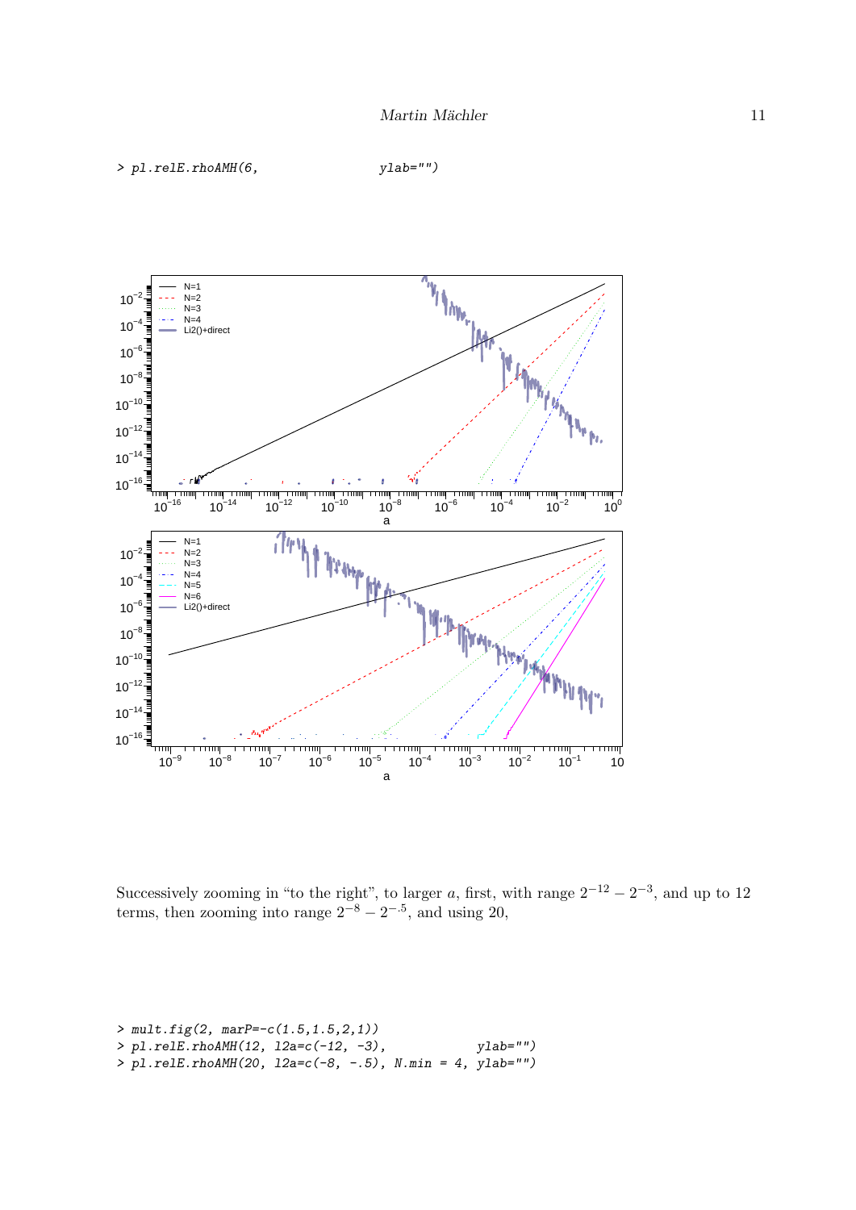```
> pl.relE.rhoAMH(6,                ylab="")
```

Successively zooming in "to the right", to larger $a$, first, with range $2^{-12} - 2^{-3}$, and up to 12 terms, then zooming into range $2^{-8} - 2^{-.5}$, and using 20,

```
> mult.fig(2, marP=-c(1.5,1.5,2,1))
> pl.relE.rhoAMH(12, l2a=c(-12, -3),            ylab="")
> pl.relE.rhoAMH(20, l2a=c(-8, -.5), N.min = 4, ylab="")
```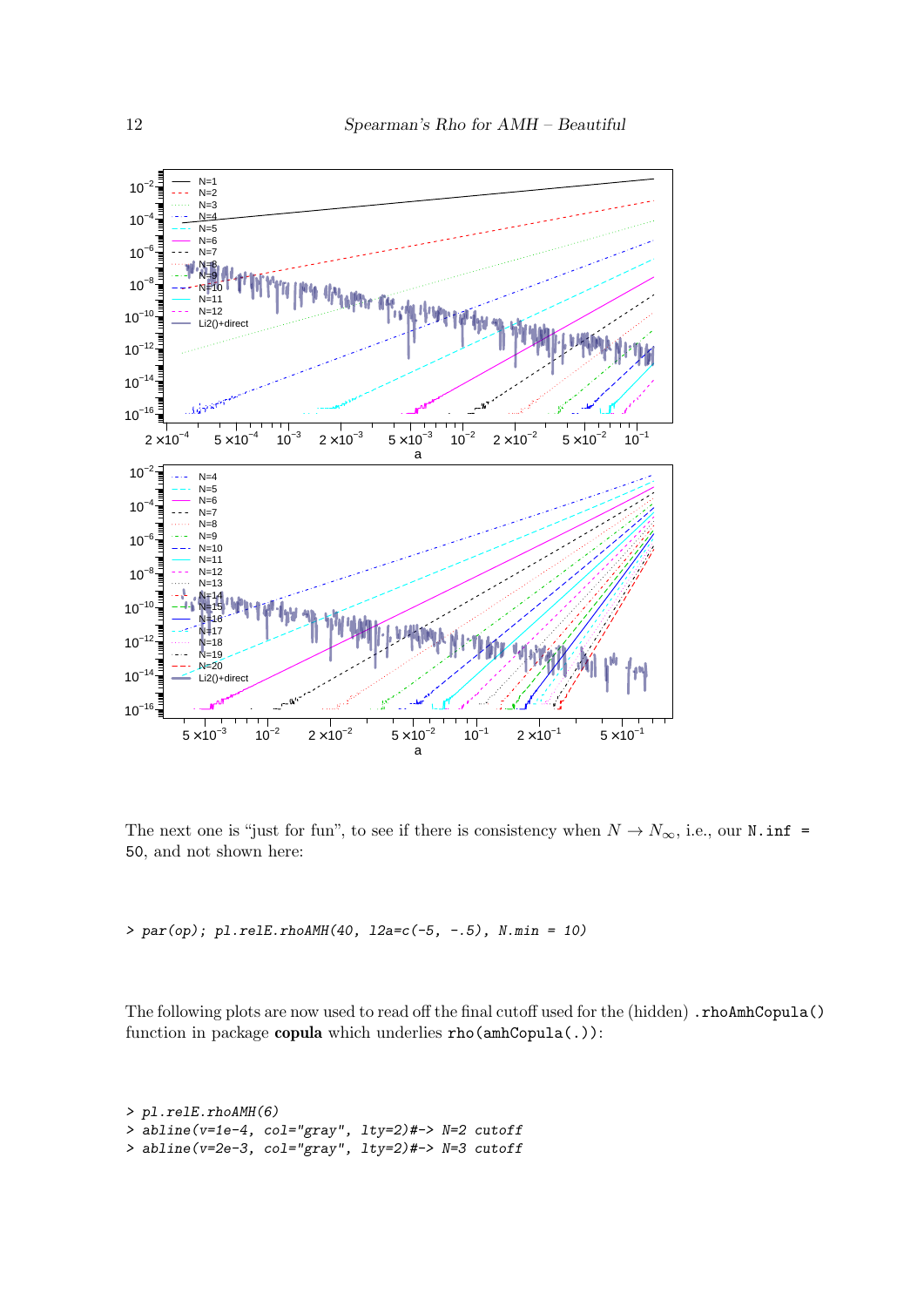The next one is "just for fun", to see if there is consistency when $N \to N_\infty$, i.e., our `N.inf = 50`, and not shown here:

```
> par(op); pl.relE.rhoAMH(40, l2a=c(-5, -.5), N.min = 10)
```

The following plots are now used to read off the final cutoff used for the (hidden) `.rhoAmhCopula()` function in package **copula** which underlies `rho(amhCopula(.))`:

```
> pl.relE.rhoAMH(6)
> abline(v=1e-4, col="gray", lty=2)#-> N=2 cutoff
> abline(v=2e-3, col="gray", lty=2)#-> N=3 cutoff
```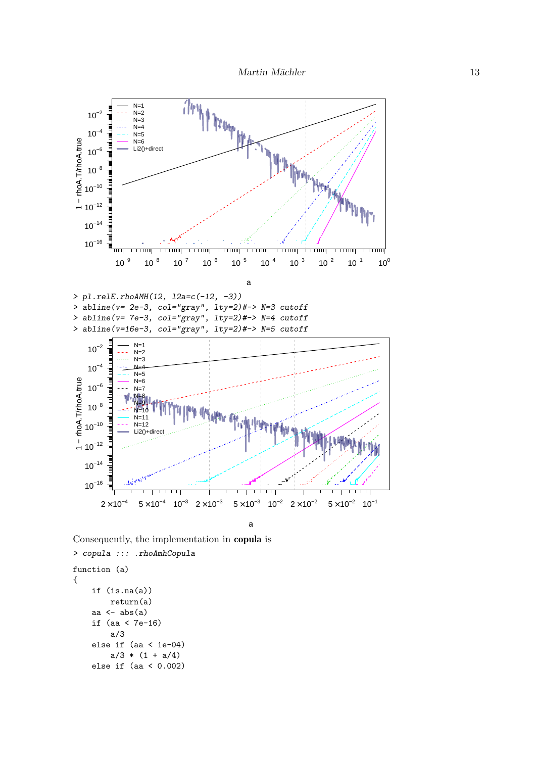```
> pl.relE.rhoAMH(12, l2a=c(-12, -3))
> abline(v= 2e-3, col="gray", lty=2)#-> N=3 cutoff
> abline(v= 7e-3, col="gray", lty=2)#-> N=4 cutoff
> abline(v=16e-3, col="gray", lty=2)#-> N=5 cutoff
```

Consequently, the implementation in **copula** is

```
> copula ::: .rhoAmhCopula
function (a)
{
    if (is.na(a))
        return(a)
    aa <- abs(a)
    if (aa < 7e-16)
        a/3
    else if (aa < 1e-04)
        a/3 * (1 + a/4)
    else if (aa < 0.002)
```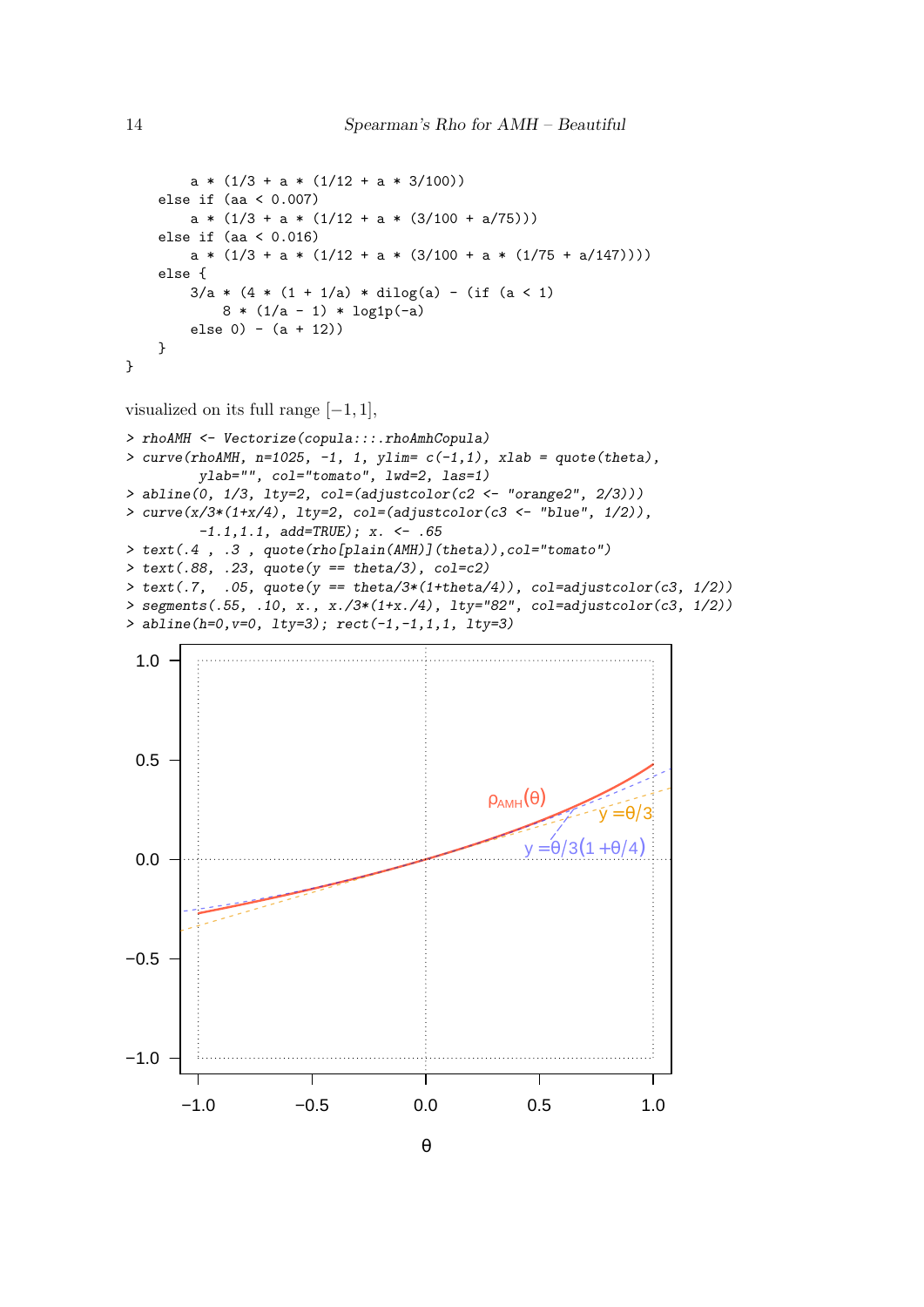```
        a * (1/3 + a * (1/12 + a * 3/100))
    else if (aa < 0.007)
        a * (1/3 + a * (1/12 + a * (3/100 + a/75)))
    else if (aa < 0.016)
        a * (1/3 + a * (1/12 + a * (3/100 + a * (1/75 + a/147))))
    else {
        3/a * (4 * (1 + 1/a) * dilog(a) - (if (a < 1)
            8 * (1/a - 1) * log1p(-a)
        else 0) - (a + 12))
    }
}
```

visualized on its full range $[-1, 1]$,

```
> rhoAMH <- Vectorize(copula:::.rhoAmhCopula)
> curve(rhoAMH, n=1025, -1, 1, ylim= c(-1,1), xlab = quote(theta),
        ylab="", col="tomato", lwd=2, las=1)
> abline(0, 1/3, lty=2, col=(adjustcolor(c2 <- "orange2", 2/3)))
> curve(x/3*(1+x/4), lty=2, col=(adjustcolor(c3 <- "blue", 1/2)),
        -1.1,1.1, add=TRUE); x. <- .65
> text(.4 , .3 , quote(rho[plain(AMH)](theta)),col="tomato")
> text(.88, .23, quote(y == theta/3), col=c2)
> text(.7,  .05, quote(y == theta/3*(1+theta/4)), col=adjustcolor(c3, 1/2))
> segments(.55, .10, x., x./3*(1+x./4), lty="82", col=adjustcolor(c3, 1/2))
> abline(h=0,v=0, lty=3); rect(-1,-1,1,1, lty=3)
```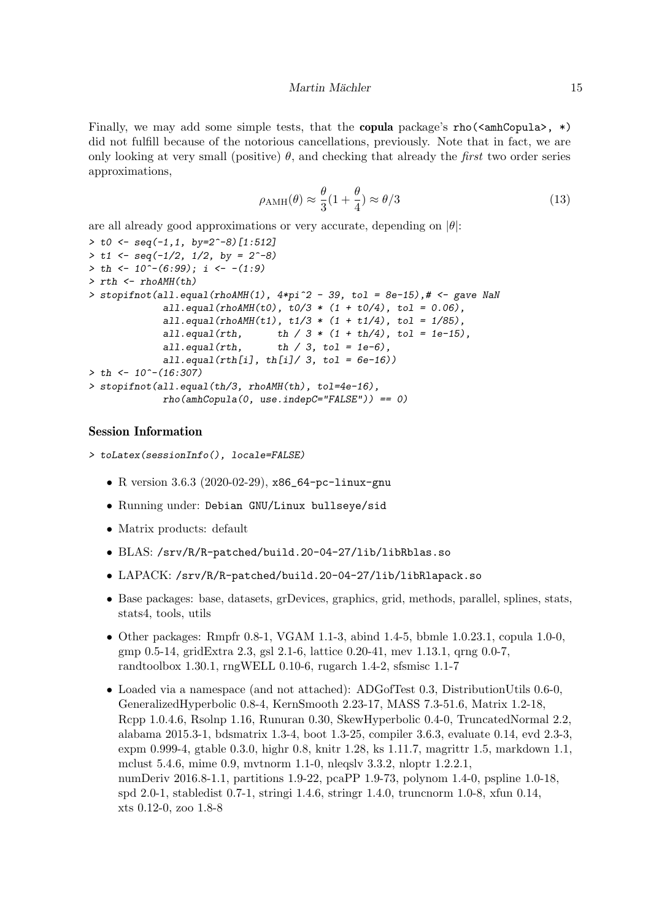Finally, we may add some simple tests, that the **copula** package's `rho(<amhCopula>, *)` did not fulfill because of the notorious cancellations, previously. Note that in fact, we are only looking at very small (positive) $\theta$, and checking that already the *first* two order series approximations,

$$\rho_{\text{AMH}}(\theta) \approx \frac{\theta}{3}(1 + \frac{\theta}{4}) \approx \theta/3 \tag{13}$$

are all already good approximations or very accurate, depending on $|\theta|$:

```
> t0 <- seq(-1,1, by=2^-8)[1:512]
> t1 <- seq(-1/2, 1/2, by = 2^-8)
> th <- 10^-(6:99); i <- -(1:9)
> rth <- rhoAMH(th)
> stopifnot(all.equal(rhoAMH(1), 4*pi^2 - 39, tol = 8e-15),# <- gave NaN
            all.equal(rhoAMH(t0), t0/3 * (1 + t0/4), tol = 0.06),
            all.equal(rhoAMH(t1), t1/3 * (1 + t1/4), tol = 1/85),
            all.equal(rth,      th / 3 * (1 + th/4), tol = 1e-15),
            all.equal(rth,      th / 3, tol = 1e-6),
            all.equal(rth[i], th[i]/ 3, tol = 6e-16))
> th <- 10^-(16:307)
> stopifnot(all.equal(th/3, rhoAMH(th), tol=4e-16),
            rho(amhCopula(0, use.indepC="FALSE")) == 0)
```

## Session Information

```
> toLatex(sessionInfo(), locale=FALSE)
```

- R version 3.6.3 (2020-02-29), `x86_64-pc-linux-gnu`
- Running under: `Debian GNU/Linux bullseye/sid`
- Matrix products: default
- BLAS: `/srv/R/R-patched/build.20-04-27/lib/libRblas.so`
- LAPACK: `/srv/R/R-patched/build.20-04-27/lib/libRlapack.so`
- Base packages: base, datasets, grDevices, graphics, grid, methods, parallel, splines, stats, stats4, tools, utils
- Other packages: Rmpfr 0.8-1, VGAM 1.1-3, abind 1.4-5, bbmle 1.0.23.1, copula 1.0-0, gmp 0.5-14, gridExtra 2.3, gsl 2.1-6, lattice 0.20-41, mev 1.13.1, qrng 0.0-7, randtoolbox 1.30.1, rngWELL 0.10-6, rugarch 1.4-2, sfsmisc 1.1-7
- Loaded via a namespace (and not attached): ADGofTest 0.3, DistributionUtils 0.6-0, GeneralizedHyperbolic 0.8-4, KernSmooth 2.23-17, MASS 7.3-51.6, Matrix 1.2-18, Rcpp 1.0.4.6, Rsolnp 1.16, Runuran 0.30, SkewHyperbolic 0.4-0, TruncatedNormal 2.2, alabama 2015.3-1, bdsmatrix 1.3-4, boot 1.3-25, compiler 3.6.3, evaluate 0.14, evd 2.3-3, expm 0.999-4, gtable 0.3.0, highr 0.8, knitr 1.28, ks 1.11.7, magrittr 1.5, markdown 1.1, mclust 5.4.6, mime 0.9, mvtnorm 1.1-0, nleqslv 3.3.2, nloptr 1.2.2.1, numDeriv 2016.8-1.1, partitions 1.9-22, pcaPP 1.9-73, polynom 1.4-0, pspline 1.0-18, spd 2.0-1, stabledist 0.7-1, stringi 1.4.6, stringr 1.4.0, truncnorm 1.0-8, xfun 0.14, xts 0.12-0, zoo 1.8-8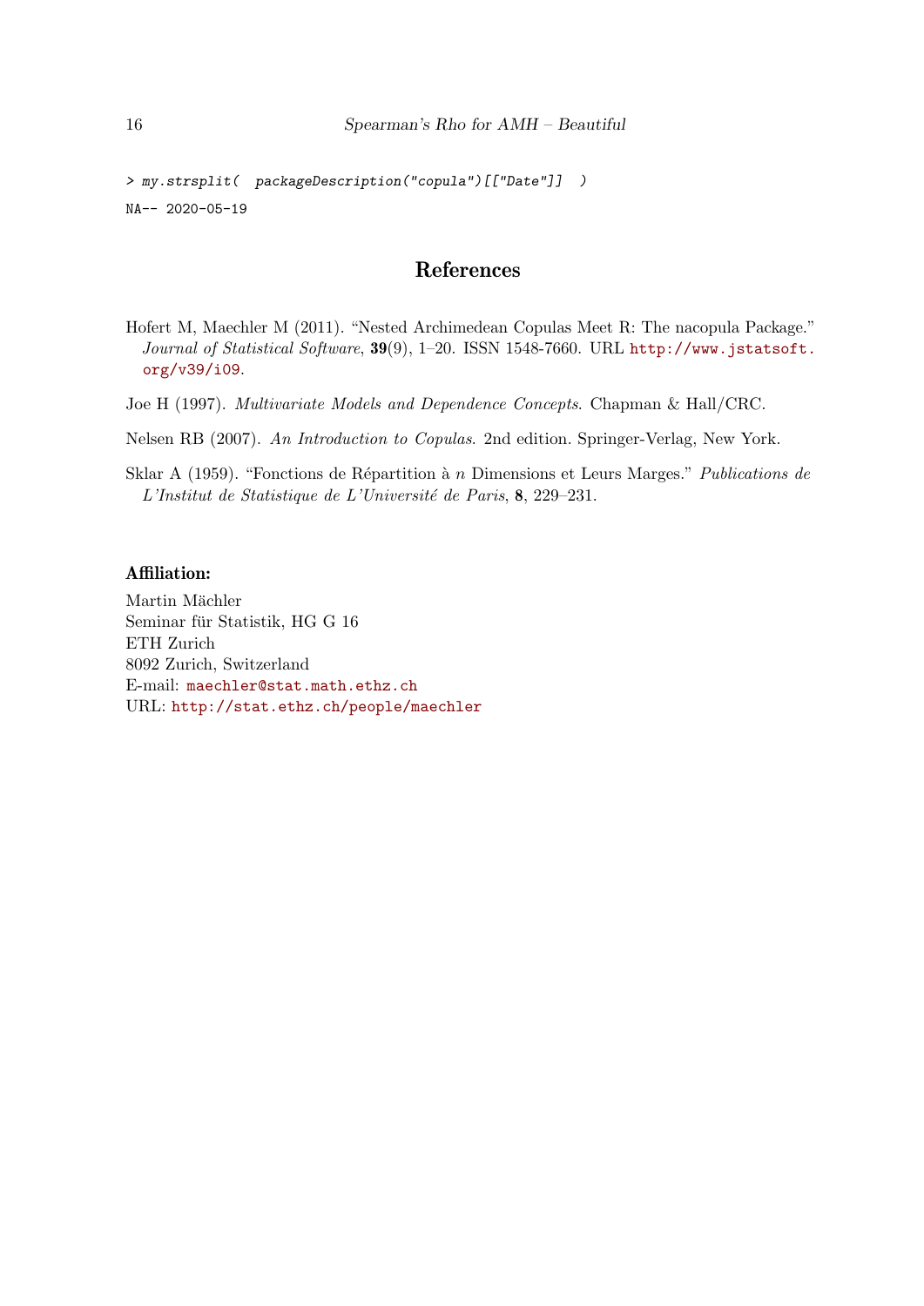```
> my.strsplit( packageDescription("copula")[["Date"]] )
NA-- 2020-05-19
```

## References

Hofert M, Maechler M (2011). "Nested Archimedean Copulas Meet R: The nacopula Package." *Journal of Statistical Software*, **39**(9), 1–20. ISSN 1548-7660. URL http://www.jstatsoft.org/v39/i09.

Joe H (1997). *Multivariate Models and Dependence Concepts*. Chapman & Hall/CRC.

Nelsen RB (2007). *An Introduction to Copulas*. 2nd edition. Springer-Verlag, New York.

Sklar A (1959). "Fonctions de Répartition à $n$ Dimensions et Leurs Marges." *Publications de L'Institut de Statistique de L'Université de Paris*, **8**, 229–231.

**Affiliation:**

Martin Mächler
Seminar für Statistik, HG G 16
ETH Zurich
8092 Zurich, Switzerland
E-mail: maechler@stat.math.ethz.ch
URL: http://stat.ethz.ch/people/maechler